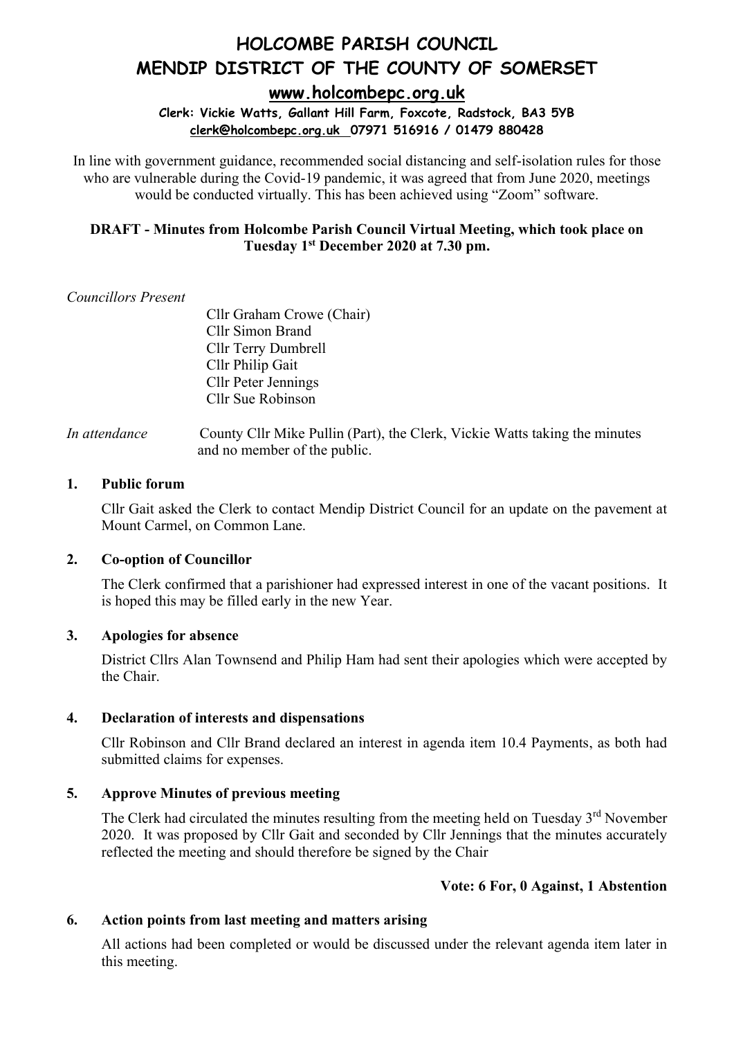# HOLCOMBE PARISH COUNCIL
# MENDIP DISTRICT OF THE COUNTY OF SOMERSET

**www.holcombepc.org.uk**

**Clerk: Vickie Watts, Gallant Hill Farm, Foxcote, Radstock, BA3 5YB**
**clerk@holcombepc.org.uk 07971 516916 / 01479 880428**

In line with government guidance, recommended social distancing and self-isolation rules for those who are vulnerable during the Covid-19 pandemic, it was agreed that from June 2020, meetings would be conducted virtually. This has been achieved using "Zoom" software.

**DRAFT - Minutes from Holcombe Parish Council Virtual Meeting, which took place on Tuesday 1st December 2020 at 7.30 pm.**

*Councillors Present*

Cllr Graham Crowe (Chair)
Cllr Simon Brand
Cllr Terry Dumbrell
Cllr Philip Gait
Cllr Peter Jennings
Cllr Sue Robinson

*In attendance* County Cllr Mike Pullin (Part), the Clerk, Vickie Watts taking the minutes and no member of the public.

## 1. Public forum

Cllr Gait asked the Clerk to contact Mendip District Council for an update on the pavement at Mount Carmel, on Common Lane.

## 2. Co-option of Councillor

The Clerk confirmed that a parishioner had expressed interest in one of the vacant positions. It is hoped this may be filled early in the new Year.

## 3. Apologies for absence

District Cllrs Alan Townsend and Philip Ham had sent their apologies which were accepted by the Chair.

## 4. Declaration of interests and dispensations

Cllr Robinson and Cllr Brand declared an interest in agenda item 10.4 Payments, as both had submitted claims for expenses.

## 5. Approve Minutes of previous meeting

The Clerk had circulated the minutes resulting from the meeting held on Tuesday 3rd November 2020. It was proposed by Cllr Gait and seconded by Cllr Jennings that the minutes accurately reflected the meeting and should therefore be signed by the Chair

**Vote: 6 For, 0 Against, 1 Abstention**

## 6. Action points from last meeting and matters arising

All actions had been completed or would be discussed under the relevant agenda item later in this meeting.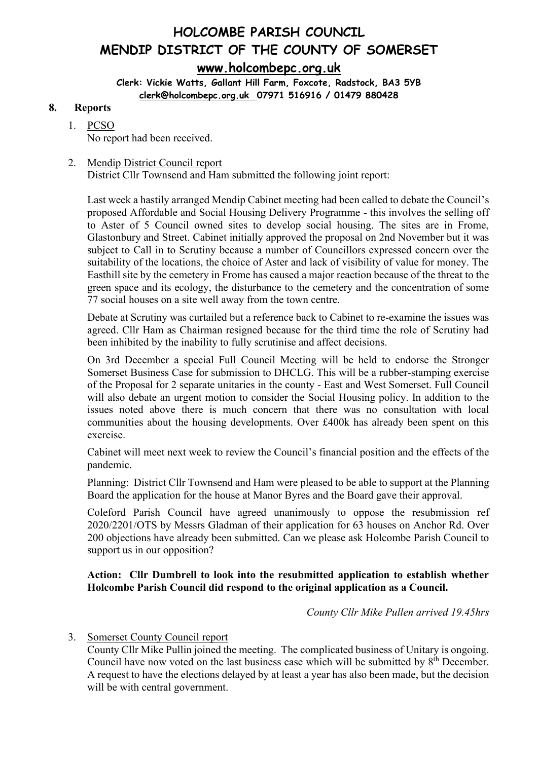# HOLCOMBE PARISH COUNCIL
# MENDIP DISTRICT OF THE COUNTY OF SOMERSET

**www.holcombepc.org.uk**

**Clerk: Vickie Watts, Gallant Hill Farm, Foxcote, Radstock, BA3 5YB**
**clerk@holcombepc.org.uk 07971 516916 / 01479 880428**

## 8. Reports

1. PCSO
   No report had been received.

2. Mendip District Council report
   District Cllr Townsend and Ham submitted the following joint report:

   Last week a hastily arranged Mendip Cabinet meeting had been called to debate the Council's proposed Affordable and Social Housing Delivery Programme - this involves the selling off to Aster of 5 Council owned sites to develop social housing. The sites are in Frome, Glastonbury and Street. Cabinet initially approved the proposal on 2nd November but it was subject to Call in to Scrutiny because a number of Councillors expressed concern over the suitability of the locations, the choice of Aster and lack of visibility of value for money. The Easthill site by the cemetery in Frome has caused a major reaction because of the threat to the green space and its ecology, the disturbance to the cemetery and the concentration of some 77 social houses on a site well away from the town centre.

   Debate at Scrutiny was curtailed but a reference back to Cabinet to re-examine the issues was agreed. Cllr Ham as Chairman resigned because for the third time the role of Scrutiny had been inhibited by the inability to fully scrutinise and affect decisions.

   On 3rd December a special Full Council Meeting will be held to endorse the Stronger Somerset Business Case for submission to DHCLG. This will be a rubber-stamping exercise of the Proposal for 2 separate unitaries in the county - East and West Somerset. Full Council will also debate an urgent motion to consider the Social Housing policy. In addition to the issues noted above there is much concern that there was no consultation with local communities about the housing developments. Over £400k has already been spent on this exercise.

   Cabinet will meet next week to review the Council's financial position and the effects of the pandemic.

   Planning: District Cllr Townsend and Ham were pleased to be able to support at the Planning Board the application for the house at Manor Byres and the Board gave their approval.

   Coleford Parish Council have agreed unanimously to oppose the resubmission ref 2020/2201/OTS by Messrs Gladman of their application for 63 houses on Anchor Rd. Over 200 objections have already been submitted. Can we please ask Holcombe Parish Council to support us in our opposition?

   **Action: Cllr Dumbrell to look into the resubmitted application to establish whether Holcombe Parish Council did respond to the original application as a Council.**

   *County Cllr Mike Pullen arrived 19.45hrs*

3. Somerset County Council report
   County Cllr Mike Pullin joined the meeting. The complicated business of Unitary is ongoing. Council have now voted on the last business case which will be submitted by 8th December. A request to have the elections delayed by at least a year has also been made, but the decision will be with central government.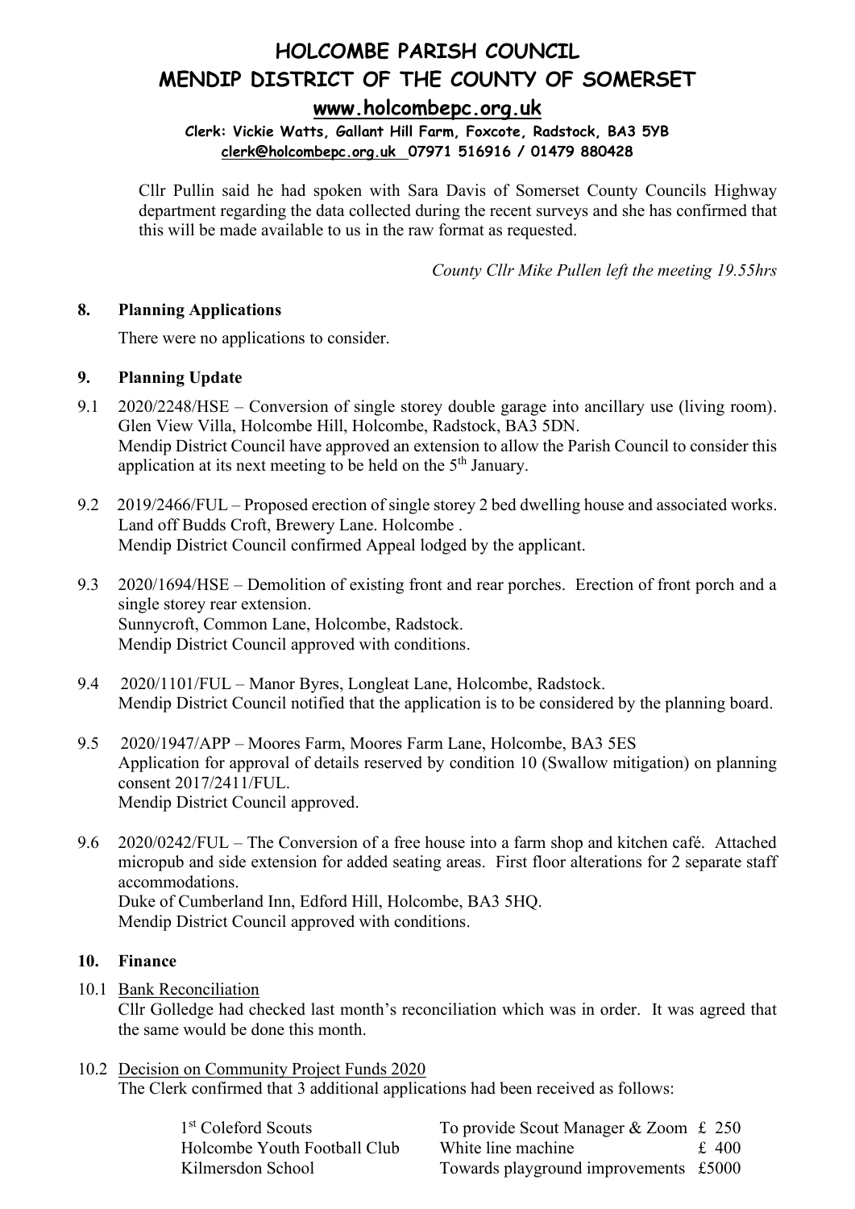Cllr Pullin said he had spoken with Sara Davis of Somerset County Councils Highway department regarding the data collected during the recent surveys and she has confirmed that this will be made available to us in the raw format as requested.

*County Cllr Mike Pullen left the meeting 19.55hrs*

## 8. Planning Applications

There were no applications to consider.

## 9. Planning Update

9.1 2020/2248/HSE – Conversion of single storey double garage into ancillary use (living room). Glen View Villa, Holcombe Hill, Holcombe, Radstock, BA3 5DN.
Mendip District Council have approved an extension to allow the Parish Council to consider this application at its next meeting to be held on the 5th January.

9.2 2019/2466/FUL – Proposed erection of single storey 2 bed dwelling house and associated works. Land off Budds Croft, Brewery Lane. Holcombe .
Mendip District Council confirmed Appeal lodged by the applicant.

9.3 2020/1694/HSE – Demolition of existing front and rear porches. Erection of front porch and a single storey rear extension.
Sunnycroft, Common Lane, Holcombe, Radstock.
Mendip District Council approved with conditions.

9.4 2020/1101/FUL – Manor Byres, Longleat Lane, Holcombe, Radstock.
Mendip District Council notified that the application is to be considered by the planning board.

9.5 2020/1947/APP – Moores Farm, Moores Farm Lane, Holcombe, BA3 5ES
Application for approval of details reserved by condition 10 (Swallow mitigation) on planning consent 2017/2411/FUL.
Mendip District Council approved.

9.6 2020/0242/FUL – The Conversion of a free house into a farm shop and kitchen café. Attached micropub and side extension for added seating areas. First floor alterations for 2 separate staff accommodations.
Duke of Cumberland Inn, Edford Hill, Holcombe, BA3 5HQ.
Mendip District Council approved with conditions.

## 10. Finance

10.1 Bank Reconciliation
Cllr Golledge had checked last month's reconciliation which was in order. It was agreed that the same would be done this month.

10.2 Decision on Community Project Funds 2020
The Clerk confirmed that 3 additional applications had been received as follows:

| | | |
|---|---|---|
| 1st Coleford Scouts | To provide Scout Manager & Zoom | £ 250 |
| Holcombe Youth Football Club | White line machine | £ 400 |
| Kilmersdon School | Towards playground improvements | £5000 |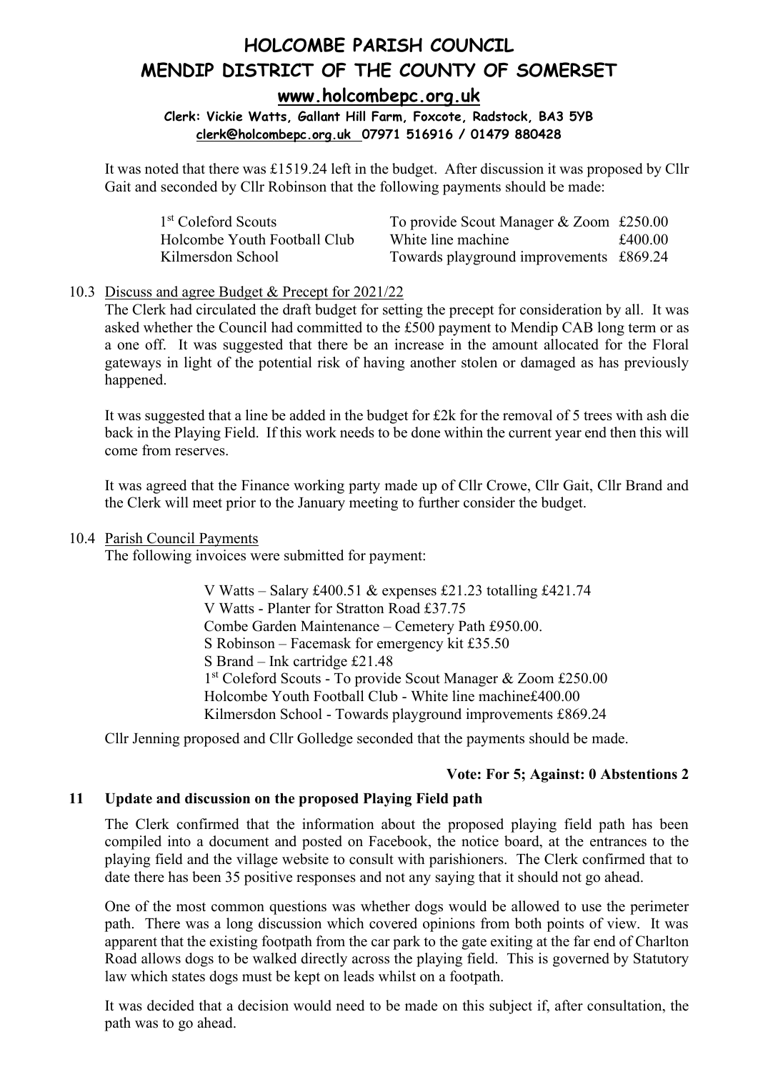It was noted that there was £1519.24 left in the budget. After discussion it was proposed by Cllr Gait and seconded by Cllr Robinson that the following payments should be made:

| | | |
|---|---|---|
| 1st Coleford Scouts | To provide Scout Manager & Zoom | £250.00 |
| Holcombe Youth Football Club | White line machine | £400.00 |
| Kilmersdon School | Towards playground improvements | £869.24 |

10.3 Discuss and agree Budget & Precept for 2021/22

The Clerk had circulated the draft budget for setting the precept for consideration by all. It was asked whether the Council had committed to the £500 payment to Mendip CAB long term or as a one off. It was suggested that there be an increase in the amount allocated for the Floral gateways in light of the potential risk of having another stolen or damaged as has previously happened.

It was suggested that a line be added in the budget for £2k for the removal of 5 trees with ash die back in the Playing Field. If this work needs to be done within the current year end then this will come from reserves.

It was agreed that the Finance working party made up of Cllr Crowe, Cllr Gait, Cllr Brand and the Clerk will meet prior to the January meeting to further consider the budget.

10.4 Parish Council Payments

The following invoices were submitted for payment:

V Watts – Salary £400.51 & expenses £21.23 totalling £421.74
V Watts - Planter for Stratton Road £37.75
Combe Garden Maintenance – Cemetery Path £950.00.
S Robinson – Facemask for emergency kit £35.50
S Brand – Ink cartridge £21.48
1st Coleford Scouts - To provide Scout Manager & Zoom £250.00
Holcombe Youth Football Club - White line machine£400.00
Kilmersdon School - Towards playground improvements £869.24

Cllr Jenning proposed and Cllr Golledge seconded that the payments should be made.

**Vote: For 5; Against: 0 Abstentions 2**

## 11 Update and discussion on the proposed Playing Field path

The Clerk confirmed that the information about the proposed playing field path has been compiled into a document and posted on Facebook, the notice board, at the entrances to the playing field and the village website to consult with parishioners. The Clerk confirmed that to date there has been 35 positive responses and not any saying that it should not go ahead.

One of the most common questions was whether dogs would be allowed to use the perimeter path. There was a long discussion which covered opinions from both points of view. It was apparent that the existing footpath from the car park to the gate exiting at the far end of Charlton Road allows dogs to be walked directly across the playing field. This is governed by Statutory law which states dogs must be kept on leads whilst on a footpath.

It was decided that a decision would need to be made on this subject if, after consultation, the path was to go ahead.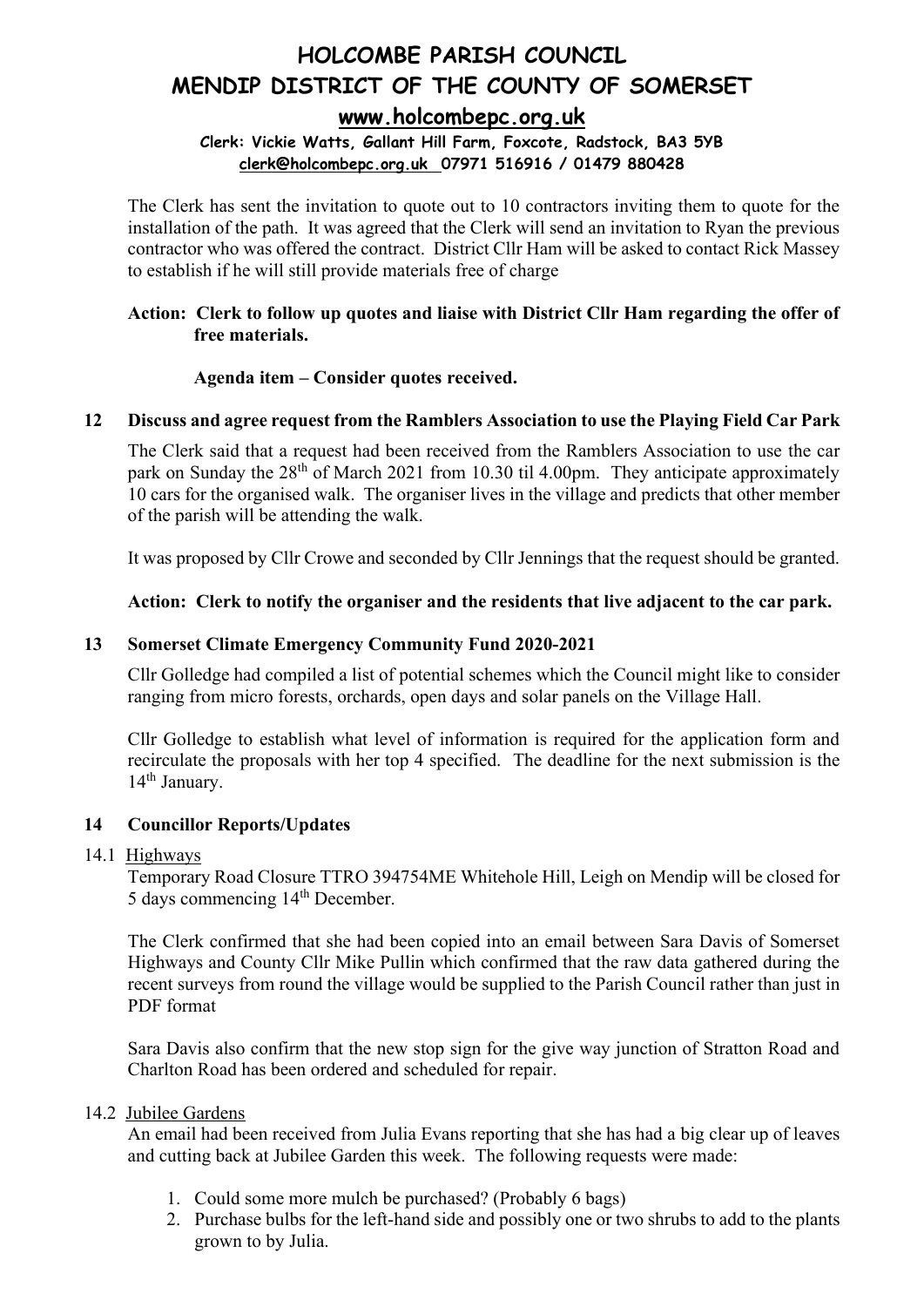The Clerk has sent the invitation to quote out to 10 contractors inviting them to quote for the installation of the path. It was agreed that the Clerk will send an invitation to Ryan the previous contractor who was offered the contract. District Cllr Ham will be asked to contact Rick Massey to establish if he will still provide materials free of charge

**Action: Clerk to follow up quotes and liaise with District Cllr Ham regarding the offer of free materials.**

**Agenda item – Consider quotes received.**

## 12 Discuss and agree request from the Ramblers Association to use the Playing Field Car Park

The Clerk said that a request had been received from the Ramblers Association to use the car park on Sunday the 28th of March 2021 from 10.30 til 4.00pm. They anticipate approximately 10 cars for the organised walk. The organiser lives in the village and predicts that other member of the parish will be attending the walk.

It was proposed by Cllr Crowe and seconded by Cllr Jennings that the request should be granted.

**Action: Clerk to notify the organiser and the residents that live adjacent to the car park.**

## 13 Somerset Climate Emergency Community Fund 2020-2021

Cllr Golledge had compiled a list of potential schemes which the Council might like to consider ranging from micro forests, orchards, open days and solar panels on the Village Hall.

Cllr Golledge to establish what level of information is required for the application form and recirculate the proposals with her top 4 specified. The deadline for the next submission is the 14th January.

## 14 Councillor Reports/Updates

### 14.1 Highways

Temporary Road Closure TTRO 394754ME Whitehole Hill, Leigh on Mendip will be closed for 5 days commencing 14th December.

The Clerk confirmed that she had been copied into an email between Sara Davis of Somerset Highways and County Cllr Mike Pullin which confirmed that the raw data gathered during the recent surveys from round the village would be supplied to the Parish Council rather than just in PDF format

Sara Davis also confirm that the new stop sign for the give way junction of Stratton Road and Charlton Road has been ordered and scheduled for repair.

### 14.2 Jubilee Gardens

An email had been received from Julia Evans reporting that she has had a big clear up of leaves and cutting back at Jubilee Garden this week. The following requests were made:

1. Could some more mulch be purchased? (Probably 6 bags)
2. Purchase bulbs for the left-hand side and possibly one or two shrubs to add to the plants grown to by Julia.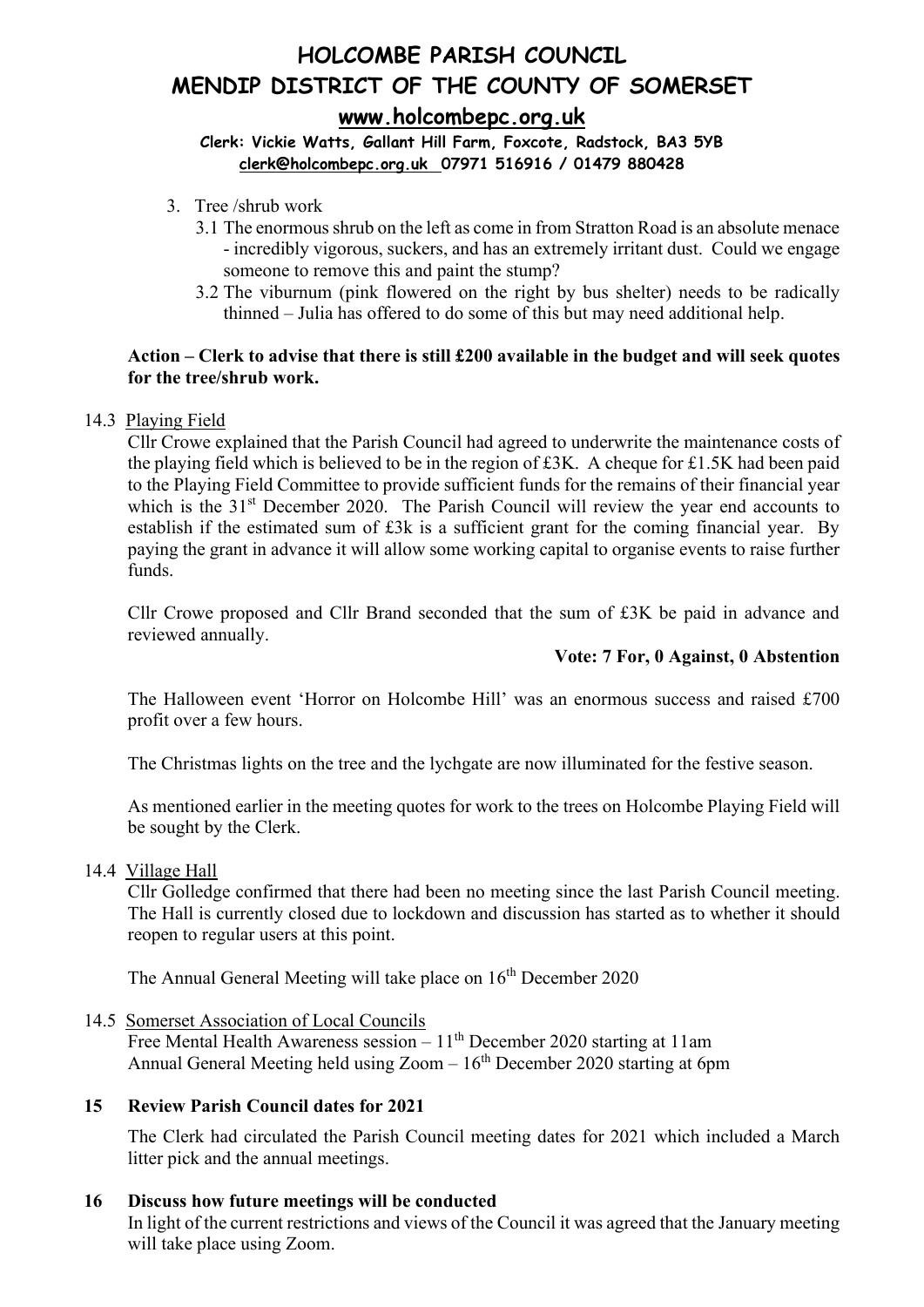3. Tree /shrub work
   - 3.1 The enormous shrub on the left as come in from Stratton Road is an absolute menace - incredibly vigorous, suckers, and has an extremely irritant dust. Could we engage someone to remove this and paint the stump?
   - 3.2 The viburnum (pink flowered on the right by bus shelter) needs to be radically thinned – Julia has offered to do some of this but may need additional help.

**Action – Clerk to advise that there is still £200 available in the budget and will seek quotes for the tree/shrub work.**

14.3 Playing Field

Cllr Crowe explained that the Parish Council had agreed to underwrite the maintenance costs of the playing field which is believed to be in the region of £3K. A cheque for £1.5K had been paid to the Playing Field Committee to provide sufficient funds for the remains of their financial year which is the 31st December 2020. The Parish Council will review the year end accounts to establish if the estimated sum of £3k is a sufficient grant for the coming financial year. By paying the grant in advance it will allow some working capital to organise events to raise further funds.

Cllr Crowe proposed and Cllr Brand seconded that the sum of £3K be paid in advance and reviewed annually.

**Vote: 7 For, 0 Against, 0 Abstention**

The Halloween event 'Horror on Holcombe Hill' was an enormous success and raised £700 profit over a few hours.

The Christmas lights on the tree and the lychgate are now illuminated for the festive season.

As mentioned earlier in the meeting quotes for work to the trees on Holcombe Playing Field will be sought by the Clerk.

14.4 Village Hall

Cllr Golledge confirmed that there had been no meeting since the last Parish Council meeting. The Hall is currently closed due to lockdown and discussion has started as to whether it should reopen to regular users at this point.

The Annual General Meeting will take place on 16th December 2020

14.5 Somerset Association of Local Councils

Free Mental Health Awareness session – 11th December 2020 starting at 11am
Annual General Meeting held using Zoom – 16th December 2020 starting at 6pm

## 15 Review Parish Council dates for 2021

The Clerk had circulated the Parish Council meeting dates for 2021 which included a March litter pick and the annual meetings.

## 16 Discuss how future meetings will be conducted

In light of the current restrictions and views of the Council it was agreed that the January meeting will take place using Zoom.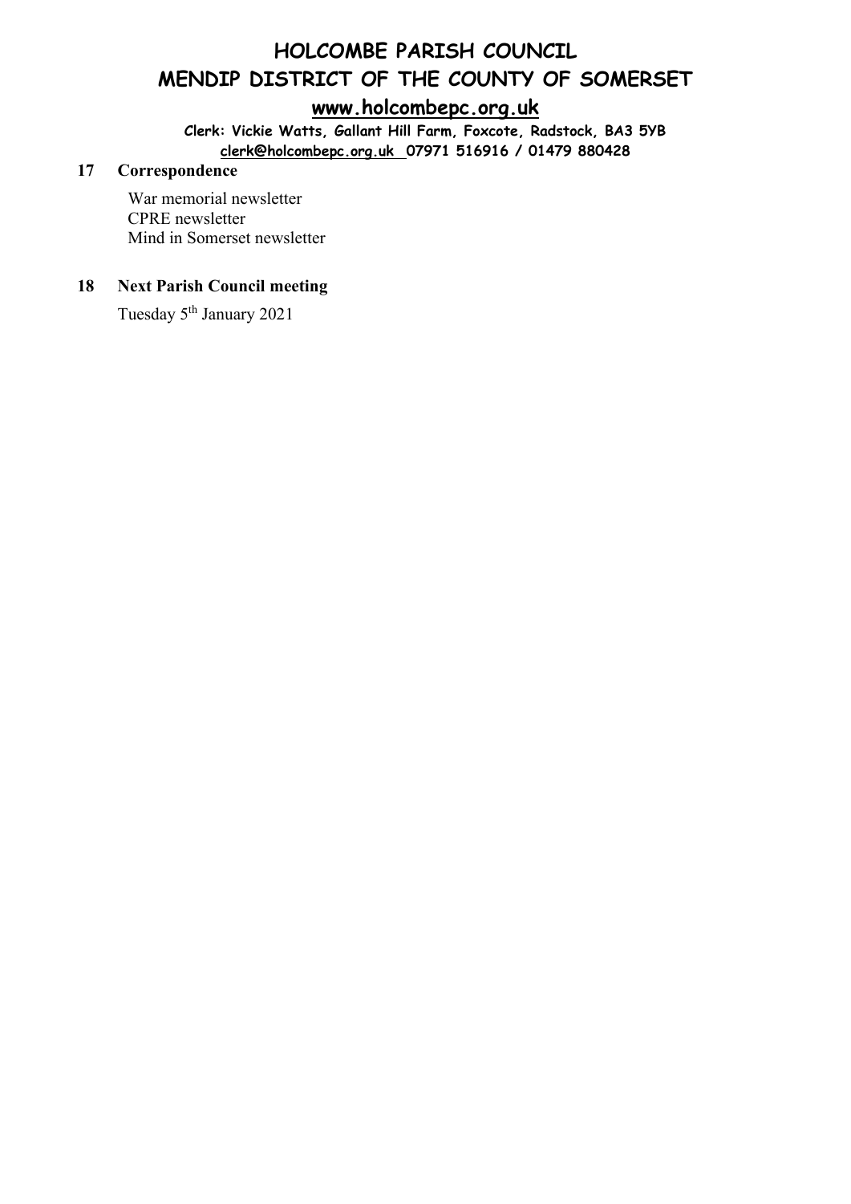# HOLCOMBE PARISH COUNCIL
# MENDIP DISTRICT OF THE COUNTY OF SOMERSET

**www.holcombepc.org.uk**

**Clerk: Vickie Watts, Gallant Hill Farm, Foxcote, Radstock, BA3 5YB**
**clerk@holcombepc.org.uk 07971 516916 / 01479 880428**

## 17 Correspondence

War memorial newsletter
CPRE newsletter
Mind in Somerset newsletter

## 18 Next Parish Council meeting

Tuesday 5th January 2021